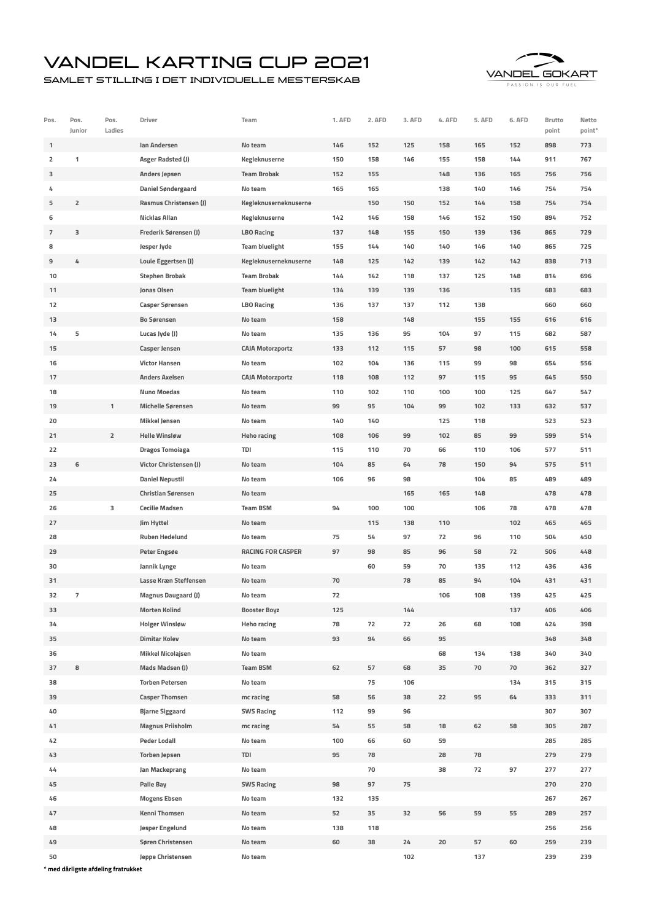# VANDEL KARTING CUP 2021

## SAMLET STILLING I DET INDIVIDUELLE MESTERSKAB

| Pos. | Pos. Junior | Pos. Ladies | Driver | Team | 1. AFD | 2. AFD | 3. AFD | 4. AFD | 5. AFD | 6. AFD | Brutto point | Netto point* |
|---|---|---|---|---|---|---|---|---|---|---|---|---|
| 1 | | | Ian Andersen | No team | 146 | 152 | 125 | 158 | 165 | 152 | 898 | 773 |
| 2 | 1 | | Asger Radsted (J) | Kegleknuserne | 150 | 158 | 146 | 155 | 158 | 144 | 911 | 767 |
| 3 | | | Anders Jepsen | Team Brobak | 152 | 155 | | 148 | 136 | 165 | 756 | 756 |
| 4 | | | Daniel Søndergaard | No team | 165 | 165 | | 138 | 140 | 146 | 754 | 754 |
| 5 | 2 | | Rasmus Christensen (J) | Kegleknuserneknuserne | | 150 | 150 | 152 | 144 | 158 | 754 | 754 |
| 6 | | | Nicklas Allan | Kegleknuserne | 142 | 146 | 158 | 146 | 152 | 150 | 894 | 752 |
| 7 | 3 | | Frederik Sørensen (J) | LBO Racing | 137 | 148 | 155 | 150 | 139 | 136 | 865 | 729 |
| 8 | | | Jesper Jyde | Team bluelight | 155 | 144 | 140 | 140 | 146 | 140 | 865 | 725 |
| 9 | 4 | | Louie Eggertsen (J) | Kegleknuserneknuserne | 148 | 125 | 142 | 139 | 142 | 142 | 838 | 713 |
| 10 | | | Stephen Brobak | Team Brobak | 144 | 142 | 118 | 137 | 125 | 148 | 814 | 696 |
| 11 | | | Jonas Olsen | Team bluelight | 134 | 139 | 139 | 136 | | 135 | 683 | 683 |
| 12 | | | Casper Sørensen | LBO Racing | 136 | 137 | 137 | 112 | 138 | | 660 | 660 |
| 13 | | | Bo Sørensen | No team | 158 | | 148 | | 155 | 155 | 616 | 616 |
| 14 | 5 | | Lucas Jyde (J) | No team | 135 | 136 | 95 | 104 | 97 | 115 | 682 | 587 |
| 15 | | | Casper Jensen | CAJA Motorzportz | 133 | 112 | 115 | 57 | 98 | 100 | 615 | 558 |
| 16 | | | Victor Hansen | No team | 102 | 104 | 136 | 115 | 99 | 98 | 654 | 556 |
| 17 | | | Anders Axelsen | CAJA Motorzportz | 118 | 108 | 112 | 97 | 115 | 95 | 645 | 550 |
| 18 | | | Nuno Moedas | No team | 110 | 102 | 110 | 100 | 100 | 125 | 647 | 547 |
| 19 | | 1 | Michelle Sørensen | No team | 99 | 95 | 104 | 99 | 102 | 133 | 632 | 537 |
| 20 | | | Mikkel Jensen | No team | 140 | 140 | | 125 | 118 | | 523 | 523 |
| 21 | | 2 | Helle Winsløw | Heho racing | 108 | 106 | 99 | 102 | 85 | 99 | 599 | 514 |
| 22 | | | Dragos Tomoiaga | TDI | 115 | 110 | 70 | 66 | 110 | 106 | 577 | 511 |
| 23 | 6 | | Victor Christensen (J) | No team | 104 | 85 | 64 | 78 | 150 | 94 | 575 | 511 |
| 24 | | | Daniel Nepustil | No team | 106 | 96 | 98 | | 104 | 85 | 489 | 489 |
| 25 | | | Christian Sørensen | No team | | | 165 | 165 | 148 | | 478 | 478 |
| 26 | | 3 | Cecilie Madsen | Team BSM | 94 | 100 | 100 | | 106 | 78 | 478 | 478 |
| 27 | | | Jim Hyttel | No team | | 115 | 138 | 110 | | 102 | 465 | 465 |
| 28 | | | Ruben Hedelund | No team | 75 | 54 | 97 | 72 | 96 | 110 | 504 | 450 |
| 29 | | | Peter Engsøe | RACING FOR CASPER | 97 | 98 | 85 | 96 | 58 | 72 | 506 | 448 |
| 30 | | | Jannik Lynge | No team | | 60 | 59 | 70 | 135 | 112 | 436 | 436 |
| 31 | | | Lasse Kræn Steffensen | No team | 70 | | 78 | 85 | 94 | 104 | 431 | 431 |
| 32 | 7 | | Magnus Daugaard (J) | No team | 72 | | | 106 | 108 | 139 | 425 | 425 |
| 33 | | | Morten Kolind | Booster Boyz | 125 | | 144 | | | 137 | 406 | 406 |
| 34 | | | Holger Winsløw | Heho racing | 78 | 72 | 72 | 26 | 68 | 108 | 424 | 398 |
| 35 | | | Dimitar Kolev | No team | 93 | 94 | 66 | 95 | | | 348 | 348 |
| 36 | | | Mikkel Nicolajsen | No team | | | | 68 | 134 | 138 | 340 | 340 |
| 37 | 8 | | Mads Madsen (J) | Team BSM | 62 | 57 | 68 | 35 | 70 | 70 | 362 | 327 |
| 38 | | | Torben Petersen | No team | | 75 | 106 | | | 134 | 315 | 315 |
| 39 | | | Casper Thomsen | mc racing | 58 | 56 | 38 | 22 | 95 | 64 | 333 | 311 |
| 40 | | | Bjarne Siggaard | SWS Racing | 112 | 99 | 96 | | | | 307 | 307 |
| 41 | | | Magnus Priisholm | mc racing | 54 | 55 | 58 | 18 | 62 | 58 | 305 | 287 |
| 42 | | | Peder Lodall | No team | 100 | 66 | 60 | 59 | | | 285 | 285 |
| 43 | | | Torben Jepsen | TDI | 95 | 78 | | 28 | 78 | | 279 | 279 |
| 44 | | | Jan Mackeprang | No team | | 70 | | 38 | 72 | 97 | 277 | 277 |
| 45 | | | Palle Bay | SWS Racing | 98 | 97 | 75 | | | | 270 | 270 |
| 46 | | | Mogens Ebsen | No team | 132 | 135 | | | | | 267 | 267 |
| 47 | | | Kenni Thomsen | No team | 52 | 35 | 32 | 56 | 59 | 55 | 289 | 257 |
| 48 | | | Jesper Engelund | No team | 138 | 118 | | | | | 256 | 256 |
| 49 | | | Søren Christensen | No team | 60 | 38 | 24 | 20 | 57 | 60 | 259 | 239 |
| 50 | | | Jeppe Christensen | No team | | | 102 | | 137 | | 239 | 239 |

**\* med dårligste afdeling fratrukket**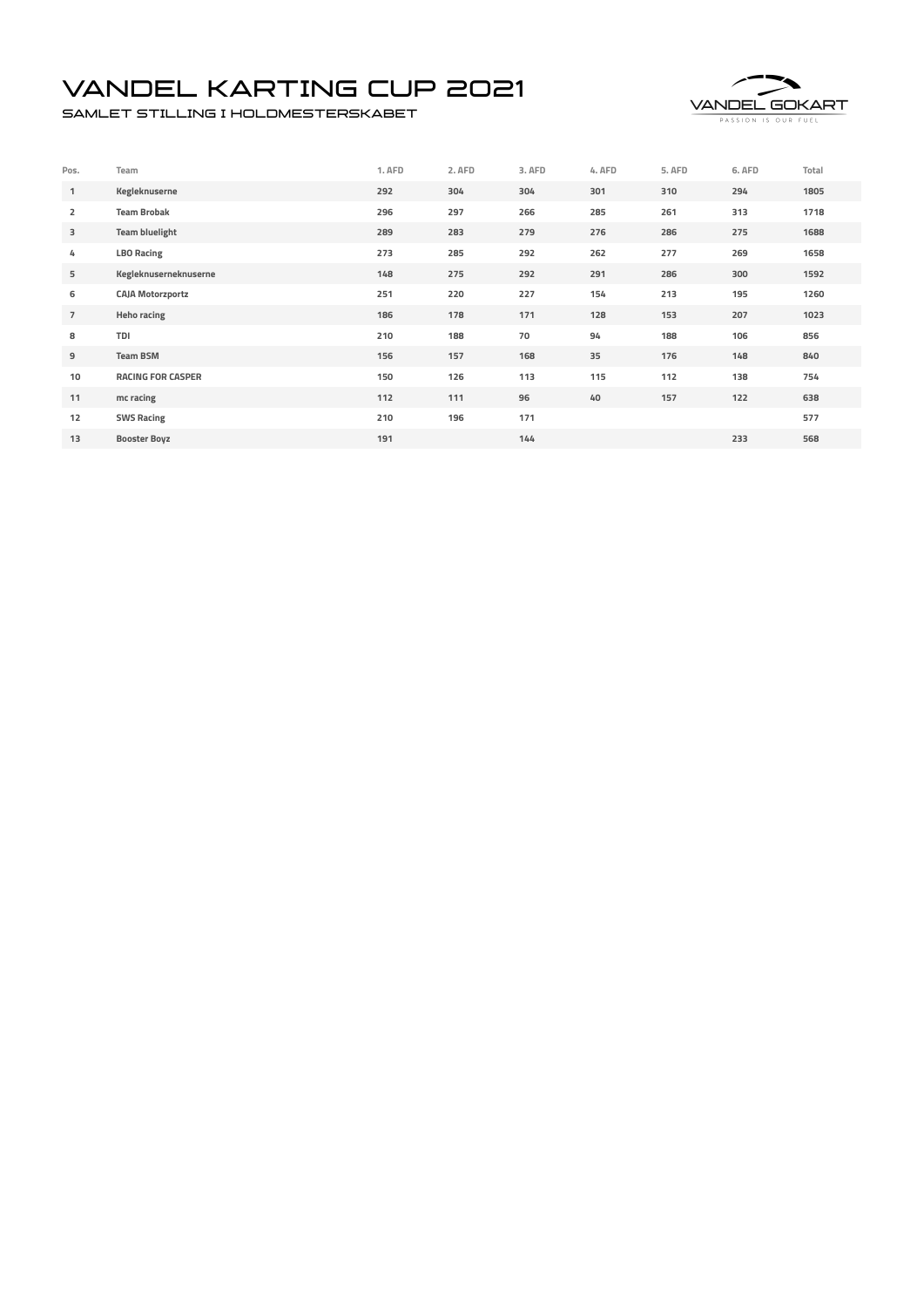# VANDEL KARTING CUP 2021

SAMLET STILLING I HOLDMESTERSKABET

| Pos. | Team | 1. AFD | 2. AFD | 3. AFD | 4. AFD | 5. AFD | 6. AFD | Total |
|---|---|---|---|---|---|---|---|---|
| 1 | Kegleknuserne | 292 | 304 | 304 | 301 | 310 | 294 | 1805 |
| 2 | Team Brobak | 296 | 297 | 266 | 285 | 261 | 313 | 1718 |
| 3 | Team bluelight | 289 | 283 | 279 | 276 | 286 | 275 | 1688 |
| 4 | LBO Racing | 273 | 285 | 292 | 262 | 277 | 269 | 1658 |
| 5 | Kegleknuserneknuserne | 148 | 275 | 292 | 291 | 286 | 300 | 1592 |
| 6 | CAJA Motorzportz | 251 | 220 | 227 | 154 | 213 | 195 | 1260 |
| 7 | Heho racing | 186 | 178 | 171 | 128 | 153 | 207 | 1023 |
| 8 | TDI | 210 | 188 | 70 | 94 | 188 | 106 | 856 |
| 9 | Team BSM | 156 | 157 | 168 | 35 | 176 | 148 | 840 |
| 10 | RACING FOR CASPER | 150 | 126 | 113 | 115 | 112 | 138 | 754 |
| 11 | mc racing | 112 | 111 | 96 | 40 | 157 | 122 | 638 |
| 12 | SWS Racing | 210 | 196 | 171 | | | | 577 |
| 13 | Booster Boyz | 191 | | 144 | | | 233 | 568 |